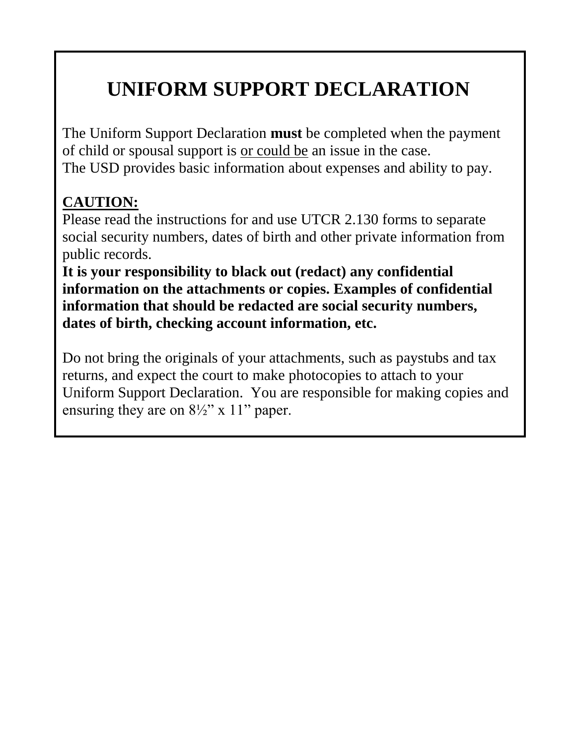# UNIFORM SUPPORT DECLARATION

The Uniform Support Declaration **must** be completed when the payment of child or spousal support is <u>or could be</u> an issue in the case.
The USD provides basic information about expenses and ability to pay.

**<u>CAUTION:</u>**
Please read the instructions for and use UTCR 2.130 forms to separate social security numbers, dates of birth and other private information from public records.
**It is your responsibility to black out (redact) any confidential information on the attachments or copies. Examples of confidential information that should be redacted are social security numbers, dates of birth, checking account information, etc.**

Do not bring the originals of your attachments, such as paystubs and tax returns, and expect the court to make photocopies to attach to your Uniform Support Declaration. You are responsible for making copies and ensuring they are on 8½" x 11" paper.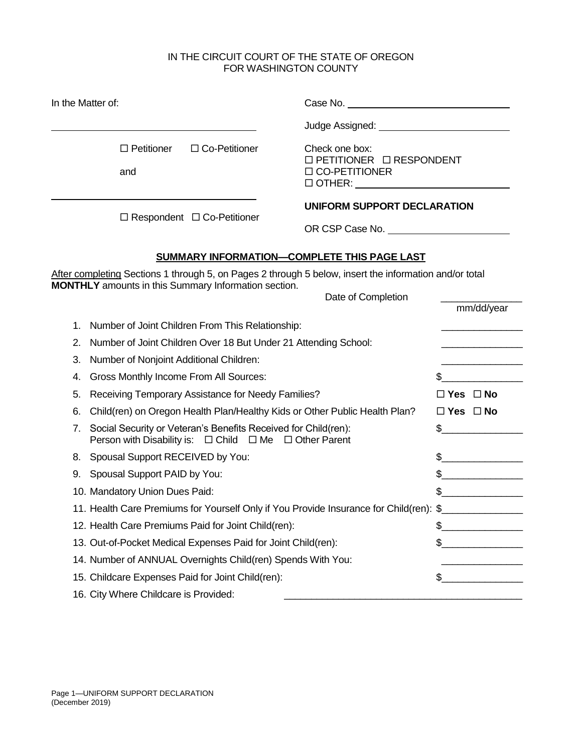IN THE CIRCUIT COURT OF THE STATE OF OREGON
FOR WASHINGTON COUNTY

In the Matter of:

______________________________

☐ Petitioner ☐ Co-Petitioner

and

______________________________

☐ Respondent ☐ Co-Petitioner

Case No. ______________________________

Judge Assigned: ______________________________

Check one box:
☐ PETITIONER ☐ RESPONDENT
☐ CO-PETITIONER
☐ OTHER: ______________________________

**UNIFORM SUPPORT DECLARATION**

OR CSP Case No. ______________________

## SUMMARY INFORMATION—COMPLETE THIS PAGE LAST

After completing Sections 1 through 5, on Pages 2 through 5 below, insert the information and/or total **MONTHLY** amounts in this Summary Information section.

Date of Completion _______________ mm/dd/year

1. Number of Joint Children From This Relationship: _______________
2. Number of Joint Children Over 18 But Under 21 Attending School: _______________
3. Number of Nonjoint Additional Children: _______________
4. Gross Monthly Income From All Sources: $_______________
5. Receiving Temporary Assistance for Needy Families? **☐ Yes ☐ No**
6. Child(ren) on Oregon Health Plan/Healthy Kids or Other Public Health Plan? **☐ Yes ☐ No**
7. Social Security or Veteran's Benefits Received for Child(ren): $_______________
   Person with Disability is: ☐ Child ☐ Me ☐ Other Parent
8. Spousal Support RECEIVED by You: $_______________
9. Spousal Support PAID by You: $_______________
10. Mandatory Union Dues Paid: $_______________
11. Health Care Premiums for Yourself Only if You Provide Insurance for Child(ren): $_______________
12. Health Care Premiums Paid for Joint Child(ren): $_______________
13. Out-of-Pocket Medical Expenses Paid for Joint Child(ren): $_______________
14. Number of ANNUAL Overnights Child(ren) Spends With You: _______________
15. Childcare Expenses Paid for Joint Child(ren): $_______________
16. City Where Childcare is Provided: ____________________________________________

Page 1—UNIFORM SUPPORT DECLARATION
(December 2019)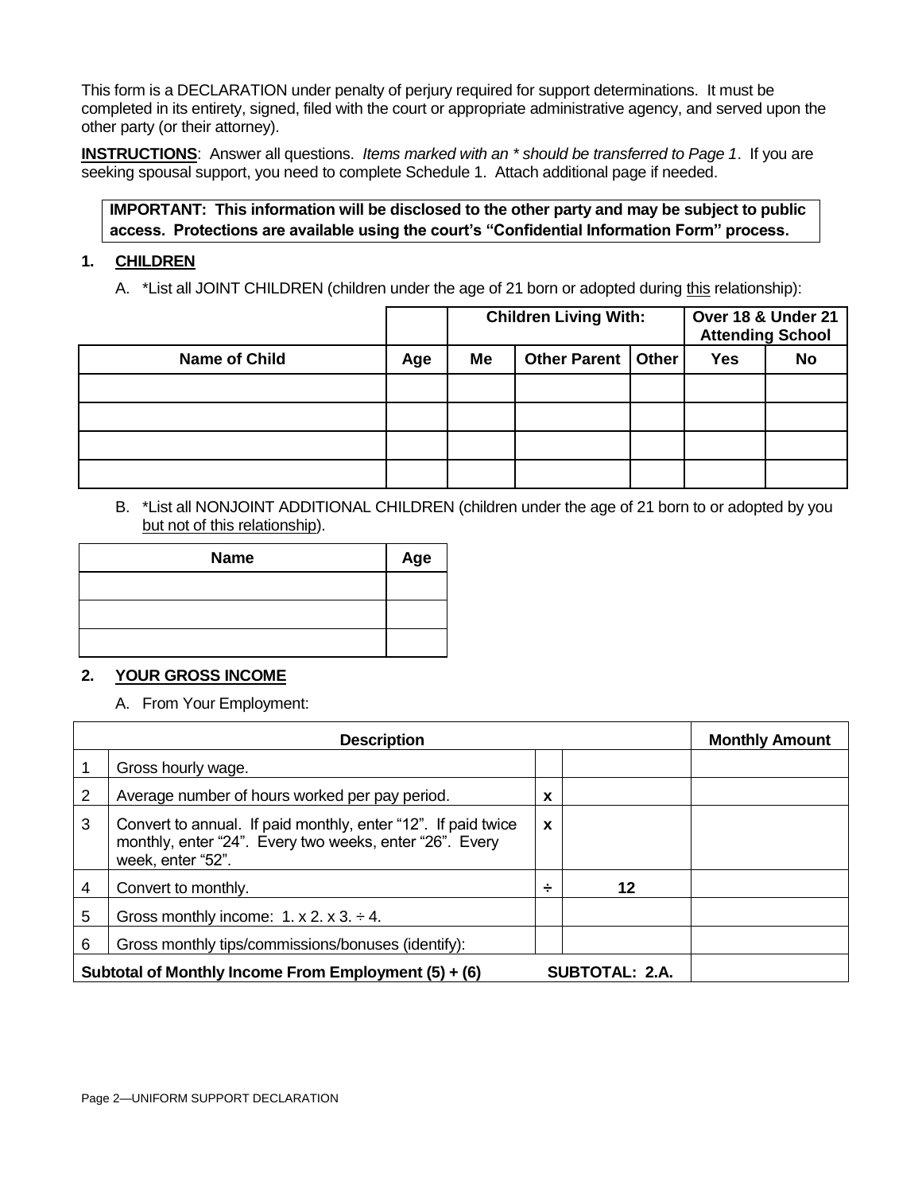This form is a DECLARATION under penalty of perjury required for support determinations. It must be completed in its entirety, signed, filed with the court or appropriate administrative agency, and served upon the other party (or their attorney).

**INSTRUCTIONS**: Answer all questions. *Items marked with an * should be transferred to Page 1*. If you are seeking spousal support, you need to complete Schedule 1. Attach additional page if needed.

**IMPORTANT: This information will be disclosed to the other party and may be subject to public access. Protections are available using the court's "Confidential Information Form" process.**

## 1. CHILDREN

A. *List all JOINT CHILDREN (children under the age of 21 born or adopted during this relationship):

| | | Children Living With: | | | Over 18 & Under 21 Attending School | |
|---|---|---|---|---|---|---|
| **Name of Child** | **Age** | **Me** | **Other Parent** | **Other** | **Yes** | **No** |
| | | | | | | |
| | | | | | | |
| | | | | | | |
| | | | | | | |

B. *List all NONJOINT ADDITIONAL CHILDREN (children under the age of 21 born to or adopted by you but not of this relationship).

| Name | Age |
|---|---|
| | |
| | |
| | |

## 2. YOUR GROSS INCOME

A. From Your Employment:

| | Description | | | Monthly Amount |
|---|---|---|---|---|
| 1 | Gross hourly wage. | | | |
| 2 | Average number of hours worked per pay period. | x | | |
| 3 | Convert to annual. If paid monthly, enter "12". If paid twice monthly, enter "24". Every two weeks, enter "26". Every week, enter "52". | x | | |
| 4 | Convert to monthly. | ÷ | 12 | |
| 5 | Gross monthly income: 1. x 2. x 3. ÷ 4. | | | |
| 6 | Gross monthly tips/commissions/bonuses (identify): | | | |
| **Subtotal of Monthly Income From Employment (5) + (6)** | | | **SUBTOTAL: 2.A.** | |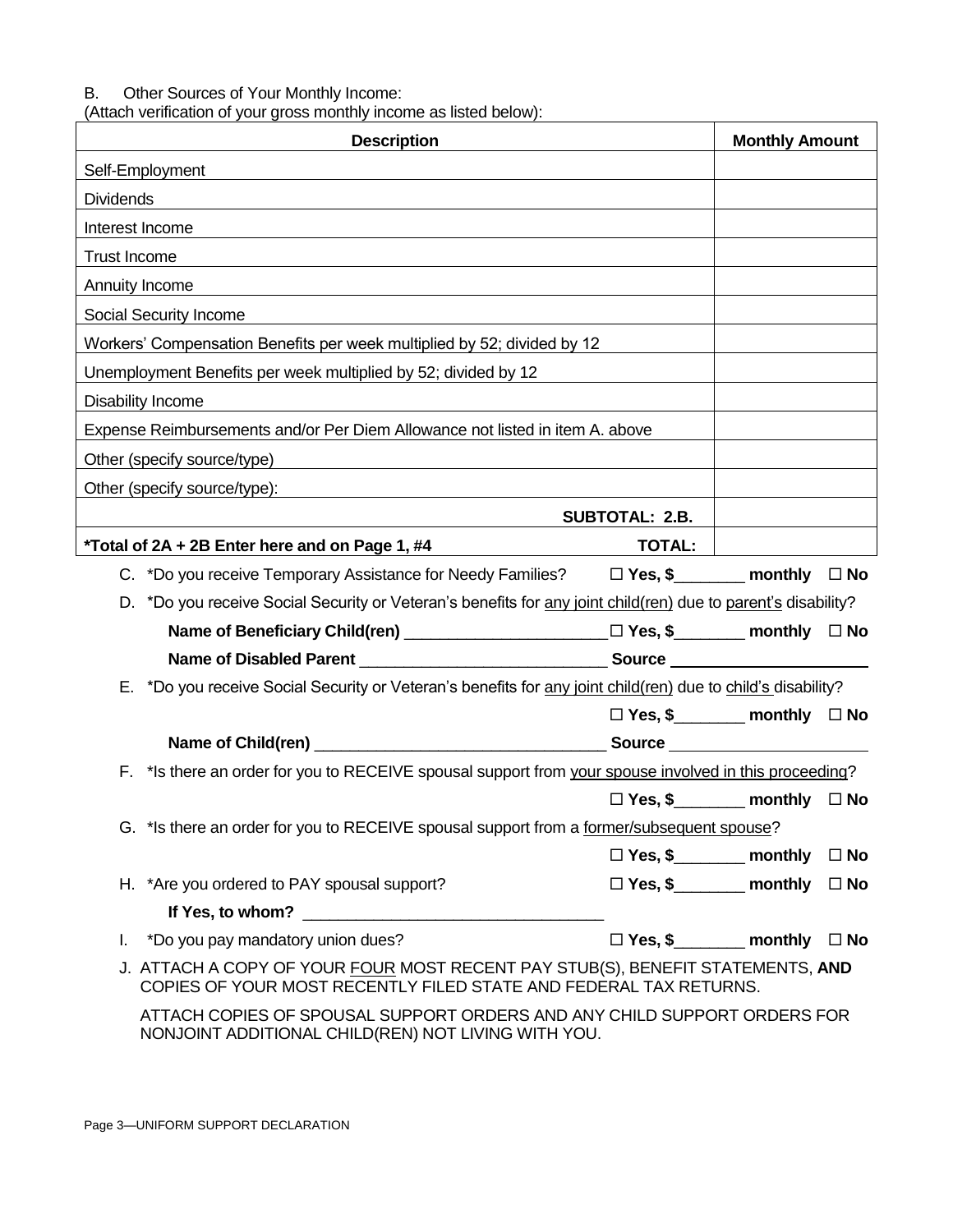B. Other Sources of Your Monthly Income:
(Attach verification of your gross monthly income as listed below):

| Description | Monthly Amount |
|---|---|
| Self-Employment | |
| Dividends | |
| Interest Income | |
| Trust Income | |
| Annuity Income | |
| Social Security Income | |
| Workers' Compensation Benefits per week multiplied by 52; divided by 12 | |
| Unemployment Benefits per week multiplied by 52; divided by 12 | |
| Disability Income | |
| Expense Reimbursements and/or Per Diem Allowance not listed in item A. above | |
| Other (specify source/type) | |
| Other (specify source/type): | |
| **SUBTOTAL: 2.B.** | |
| ***Total of 2A + 2B Enter here and on Page 1, #4** **TOTAL:** | |

C. *Do you receive Temporary Assistance for Needy Families? ☐ **Yes, $\_\_\_\_\_\_\_\_ monthly** ☐ **No**

D. *Do you receive Social Security or Veteran's benefits for <u>any joint child(ren)</u> due to <u>parent's</u> disability?

**Name of Beneficiary Child(ren)** \_\_\_\_\_\_\_\_\_\_\_\_\_\_\_\_\_\_\_\_\_\_\_\_ ☐ **Yes, $\_\_\_\_\_\_\_\_ monthly** ☐ **No**

**Name of Disabled Parent** \_\_\_\_\_\_\_\_\_\_\_\_\_\_\_\_\_\_\_\_\_\_\_\_\_\_\_\_ **Source** \_\_\_\_\_\_\_\_\_\_\_\_\_\_\_\_\_\_\_\_\_\_\_\_

E. *Do you receive Social Security or Veteran's benefits for <u>any joint child(ren)</u> due to <u>child's</u> disability?

☐ **Yes, $\_\_\_\_\_\_\_\_ monthly** ☐ **No**

**Name of Child(ren)** \_\_\_\_\_\_\_\_\_\_\_\_\_\_\_\_\_\_\_\_\_\_\_\_\_\_\_\_\_\_\_\_\_\_ **Source** \_\_\_\_\_\_\_\_\_\_\_\_\_\_\_\_\_\_\_\_\_\_\_\_

F. *Is there an order for you to RECEIVE spousal support from <u>your spouse involved in this proceeding</u>?

☐ **Yes, $\_\_\_\_\_\_\_\_ monthly** ☐ **No**

G. *Is there an order for you to RECEIVE spousal support from a <u>former/subsequent spouse</u>?

☐ **Yes, $\_\_\_\_\_\_\_\_ monthly** ☐ **No**

H. *Are you ordered to PAY spousal support? ☐ **Yes, $\_\_\_\_\_\_\_\_ monthly** ☐ **No**

**If Yes, to whom?** \_\_\_\_\_\_\_\_\_\_\_\_\_\_\_\_\_\_\_\_\_\_\_\_\_\_\_\_\_\_\_\_\_\_\_

I. *Do you pay mandatory union dues? ☐ **Yes, $\_\_\_\_\_\_\_\_ monthly** ☐ **No**

J. ATTACH A COPY OF YOUR <u>FOUR</u> MOST RECENT PAY STUB(S), BENEFIT STATEMENTS, **AND** COPIES OF YOUR MOST RECENTLY FILED STATE AND FEDERAL TAX RETURNS.

ATTACH COPIES OF SPOUSAL SUPPORT ORDERS AND ANY CHILD SUPPORT ORDERS FOR NONJOINT ADDITIONAL CHILD(REN) NOT LIVING WITH YOU.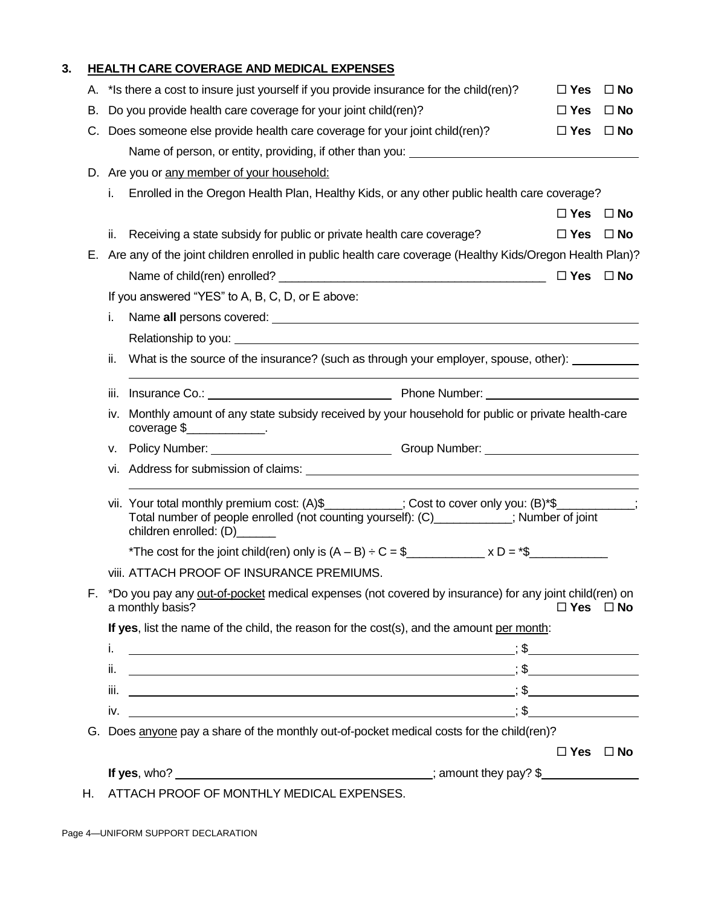## 3. HEALTH CARE COVERAGE AND MEDICAL EXPENSES

A. *Is there a cost to insure just yourself if you provide insurance for the child(ren)? ☐ Yes ☐ No

B. Do you provide health care coverage for your joint child(ren)? ☐ Yes ☐ No

C. Does someone else provide health care coverage for your joint child(ren)? ☐ Yes ☐ No

Name of person, or entity, providing, if other than you: ____________________

D. Are you or any member of your household:

i. Enrolled in the Oregon Health Plan, Healthy Kids, or any other public health care coverage? ☐ Yes ☐ No

ii. Receiving a state subsidy for public or private health care coverage? ☐ Yes ☐ No

E. Are any of the joint children enrolled in public health care coverage (Healthy Kids/Oregon Health Plan)?

Name of child(ren) enrolled? ____________________ ☐ Yes ☐ No

If you answered "YES" to A, B, C, D, or E above:

i. Name **all** persons covered: ____________________

Relationship to you: ____________________

ii. What is the source of the insurance? (such as through your employer, spouse, other): ____________________

iii. Insurance Co.: ____________________ Phone Number: ____________________

iv. Monthly amount of any state subsidy received by your household for public or private health-care coverage $____________.

v. Policy Number: ____________________ Group Number: ____________________

vi. Address for submission of claims: ____________________

vii. Your total monthly premium cost: (A)$____________; Cost to cover only you: (B)*$____________; Total number of people enrolled (not counting yourself): (C)____________; Number of joint children enrolled: (D)______

*The cost for the joint child(ren) only is $(A – B) \div C =$ \$____________ x D = *\$____________

viii. ATTACH PROOF OF INSURANCE PREMIUMS.

F. *Do you pay any out-of-pocket medical expenses (not covered by insurance) for any joint child(ren) on a monthly basis? ☐ Yes ☐ No

**If yes**, list the name of the child, the reason for the cost(s), and the amount per month:

i. ____________________; $____________

ii. ____________________; $____________

iii. ____________________; $____________

iv. ____________________; $____________

G. Does anyone pay a share of the monthly out-of-pocket medical costs for the child(ren)? ☐ Yes ☐ No

**If yes**, who? ____________________; amount they pay? $____________

H. ATTACH PROOF OF MONTHLY MEDICAL EXPENSES.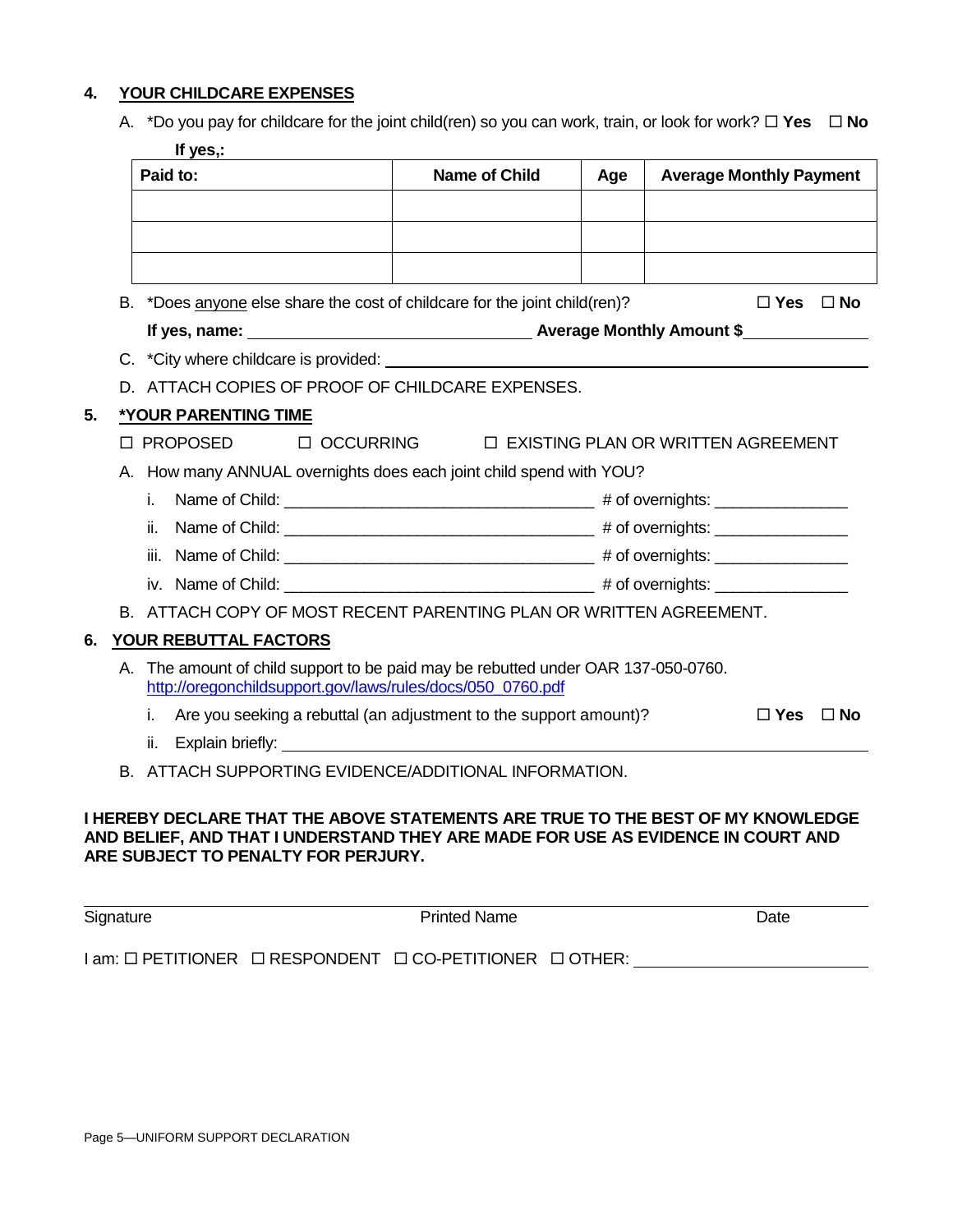## 4. YOUR CHILDCARE EXPENSES

A. *Do you pay for childcare for the joint child(ren) so you can work, train, or look for work? ☐ **Yes** ☐ **No**

**If yes,:**

| Paid to: | Name of Child | Age | Average Monthly Payment |
|---|---|---|---|
| | | | |
| | | | |
| | | | |

B. *Does anyone else share the cost of childcare for the joint child(ren)? ☐ **Yes** ☐ **No**

**If yes, name:** ______________________ **Average Monthly Amount $**__________

C. *City where childcare is provided: ______________________

D. ATTACH COPIES OF PROOF OF CHILDCARE EXPENSES.

## 5. *YOUR PARENTING TIME

☐ PROPOSED ☐ OCCURRING ☐ EXISTING PLAN OR WRITTEN AGREEMENT

A. How many ANNUAL overnights does each joint child spend with YOU?

i. Name of Child: ______________________ # of overnights: ______________

ii. Name of Child: ______________________ # of overnights: ______________

iii. Name of Child: ______________________ # of overnights: ______________

iv. Name of Child: ______________________ # of overnights: ______________

B. ATTACH COPY OF MOST RECENT PARENTING PLAN OR WRITTEN AGREEMENT.

## 6. YOUR REBUTTAL FACTORS

A. The amount of child support to be paid may be rebutted under OAR 137-050-0760. http://oregonchildsupport.gov/laws/rules/docs/050_0760.pdf

i. Are you seeking a rebuttal (an adjustment to the support amount)? ☐ **Yes** ☐ **No**

ii. Explain briefly: ______________________

B. ATTACH SUPPORTING EVIDENCE/ADDITIONAL INFORMATION.

**I HEREBY DECLARE THAT THE ABOVE STATEMENTS ARE TRUE TO THE BEST OF MY KNOWLEDGE AND BELIEF, AND THAT I UNDERSTAND THEY ARE MADE FOR USE AS EVIDENCE IN COURT AND ARE SUBJECT TO PENALTY FOR PERJURY.**

______________________________________________________________

Signature Printed Name Date

I am: ☐ PETITIONER ☐ RESPONDENT ☐ CO-PETITIONER ☐ OTHER: ______________________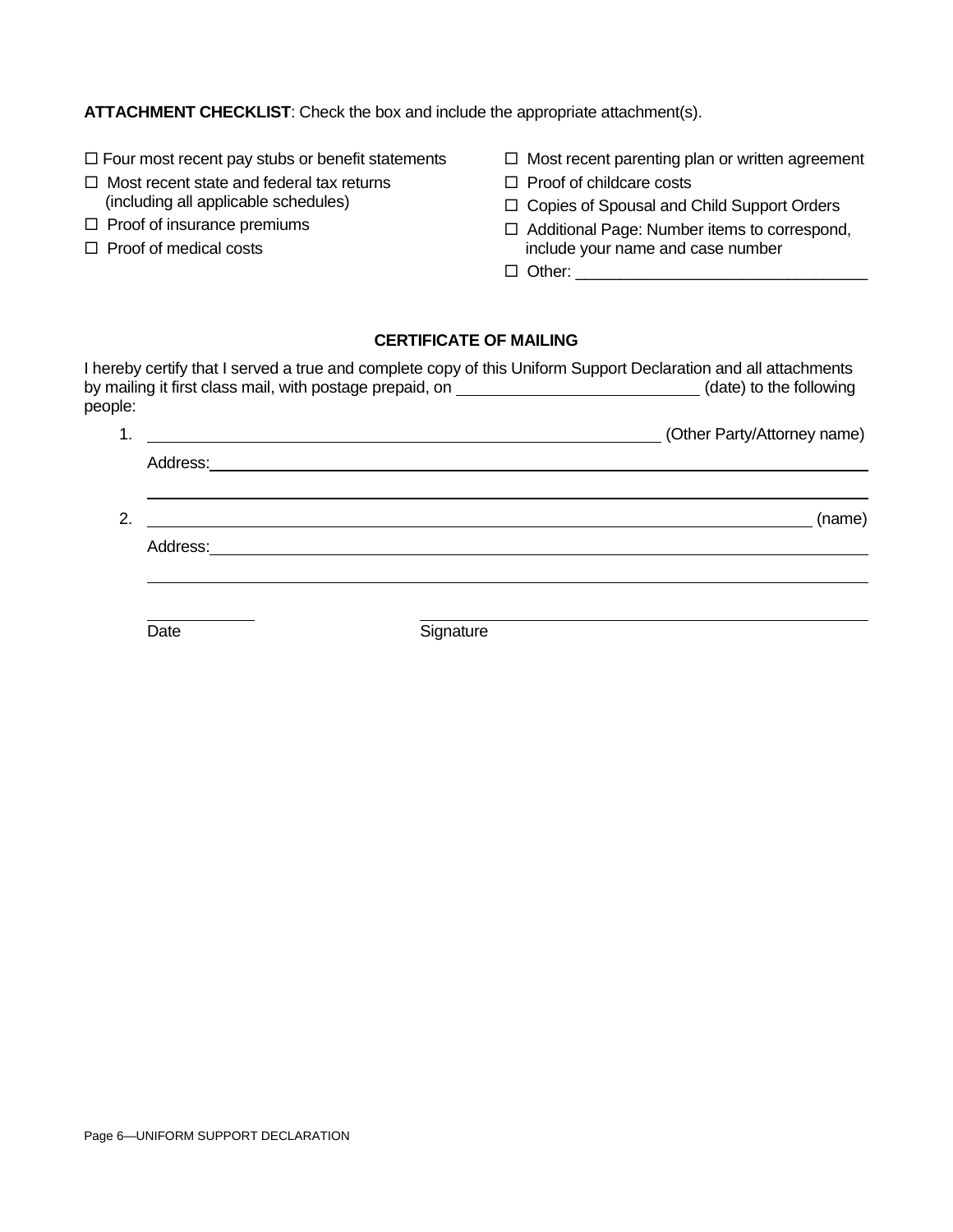**ATTACHMENT CHECKLIST**: Check the box and include the appropriate attachment(s).

- ☐ Four most recent pay stubs or benefit statements
- ☐ Most recent state and federal tax returns (including all applicable schedules)
- ☐ Proof of insurance premiums
- ☐ Proof of medical costs
- ☐ Most recent parenting plan or written agreement
- ☐ Proof of childcare costs
- ☐ Copies of Spousal and Child Support Orders
- ☐ Additional Page: Number items to correspond, include your name and case number
- ☐ Other: ________________________________

### CERTIFICATE OF MAILING

I hereby certify that I served a true and complete copy of this Uniform Support Declaration and all attachments by mailing it first class mail, with postage prepaid, on ____________________________ (date) to the following people:

1. ____________________________________________________________ (Other Party/Attorney name)

   Address: ______________________________________________________________________________

   ______________________________________________________________________________________

2. ______________________________________________________________________________ (name)

   Address: ______________________________________________________________________________

   ______________________________________________________________________________________

_____________ ________________________________________________________

Date Signature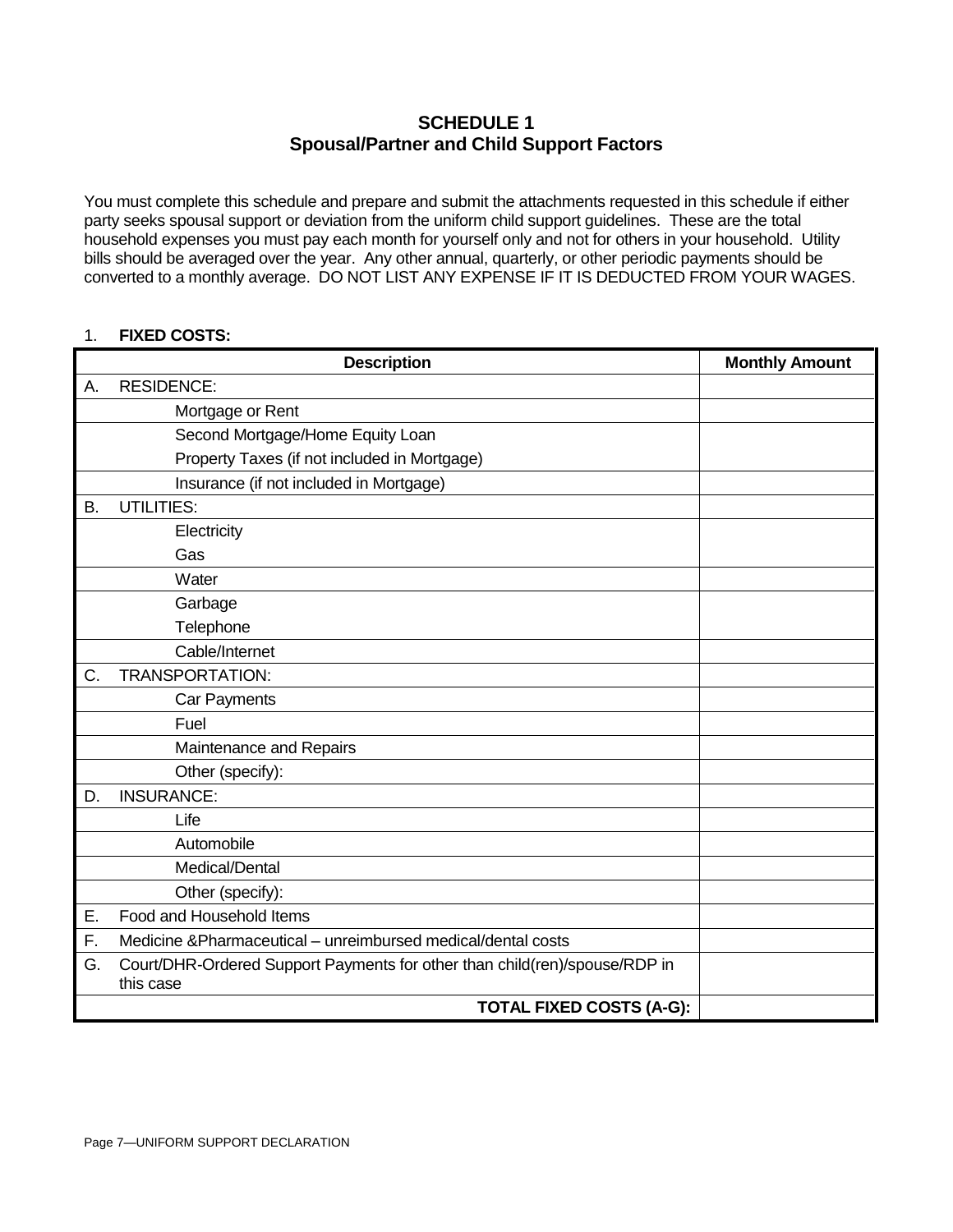# SCHEDULE 1
## Spousal/Partner and Child Support Factors

You must complete this schedule and prepare and submit the attachments requested in this schedule if either party seeks spousal support or deviation from the uniform child support guidelines. These are the total household expenses you must pay each month for yourself only and not for others in your household. Utility bills should be averaged over the year. Any other annual, quarterly, or other periodic payments should be converted to a monthly average. DO NOT LIST ANY EXPENSE IF IT IS DEDUCTED FROM YOUR WAGES.

1. **FIXED COSTS:**

| | Description | Monthly Amount |
|---|---|---|
| A. | RESIDENCE: | |
| | Mortgage or Rent | |
| | Second Mortgage/Home Equity Loan<br>Property Taxes (if not included in Mortgage) | |
| | Insurance (if not included in Mortgage) | |
| B. | UTILITIES: | |
| | Electricity<br>Gas | |
| | Water | |
| | Garbage<br>Telephone | |
| | Cable/Internet | |
| C. | TRANSPORTATION: | |
| | Car Payments | |
| | Fuel | |
| | Maintenance and Repairs | |
| | Other (specify): | |
| D. | INSURANCE: | |
| | Life | |
| | Automobile | |
| | Medical/Dental | |
| | Other (specify): | |
| E. | Food and Household Items | |
| F. | Medicine &Pharmaceutical – unreimbursed medical/dental costs | |
| G. | Court/DHR-Ordered Support Payments for other than child(ren)/spouse/RDP in this case | |
| | **TOTAL FIXED COSTS (A-G):** | |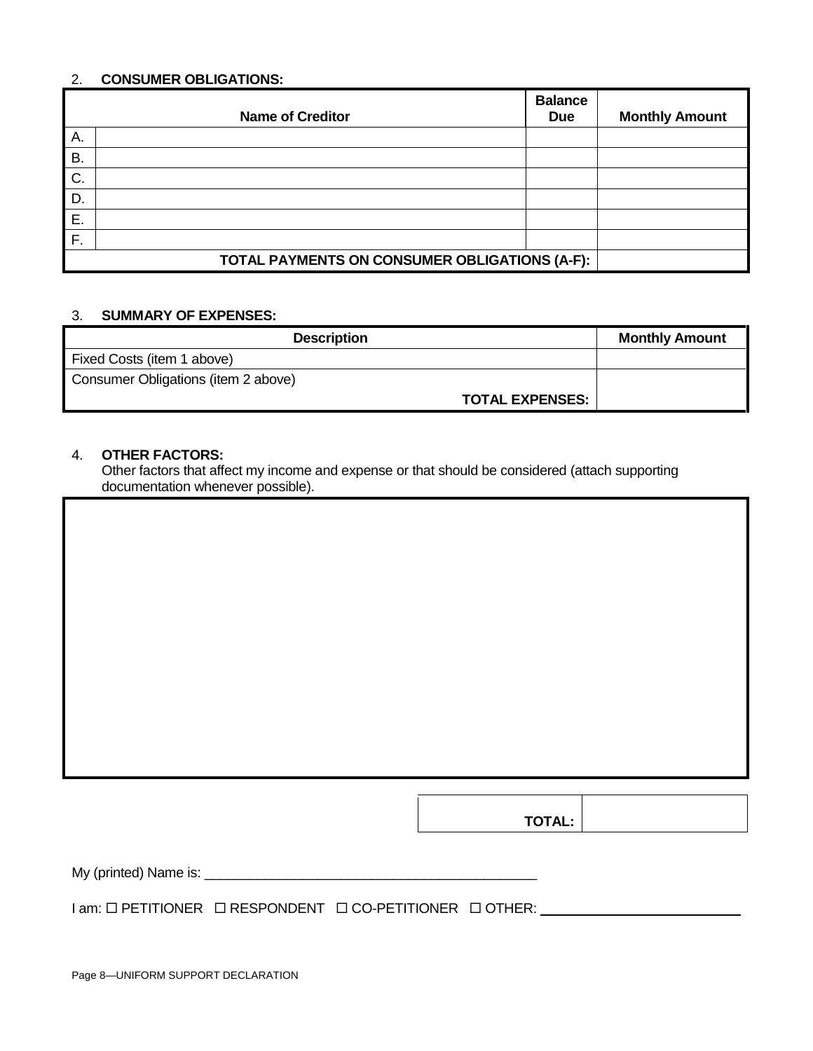2. **CONSUMER OBLIGATIONS:**

| | Name of Creditor | Balance Due | Monthly Amount |
|---|---|---|---|
| A. | | | |
| B. | | | |
| C. | | | |
| D. | | | |
| E. | | | |
| F. | | | |
| | **TOTAL PAYMENTS ON CONSUMER OBLIGATIONS (A-F):** | | |

3. **SUMMARY OF EXPENSES:**

| Description | Monthly Amount |
|---|---|
| Fixed Costs (item 1 above) | |
| Consumer Obligations (item 2 above) | |
| **TOTAL EXPENSES:** | |

4. **OTHER FACTORS:**
Other factors that affect my income and expense or that should be considered (attach supporting documentation whenever possible).

| | |
|---|---|
| **TOTAL:** | |

My (printed) Name is: _______________________________________________

I am: ☐ PETITIONER ☐ RESPONDENT ☐ CO-PETITIONER ☐ OTHER: ___________________________

Page 8—UNIFORM SUPPORT DECLARATION